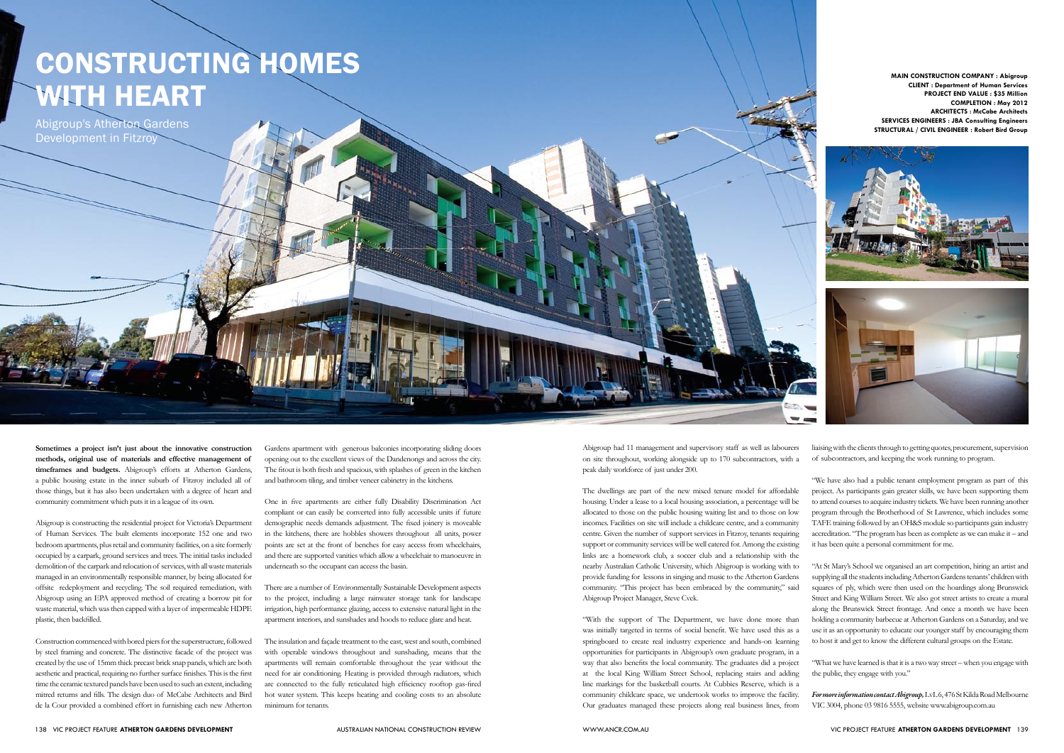# CONSTRUCTING HOMES WITH HEART

Abigroup's Atherton Gardens Development in Fitzroy

**MAIN CONSTRUCTION COMPANY : Abigroup**
**CLIENT : Department of Human Services**
**PROJECT END VALUE : $35 Million**
**COMPLETION : May 2012**
**ARCHITECTS : McCabe Architects**
**SERVICES ENGINEERS : JBA Consulting Engineers**
**STRUCTURAL / CIVIL ENGINEER : Robert Bird Group**

**Sometimes a project isn't just about the innovative construction methods, original use of materials and effective management of timeframes and budgets.** Abigroup's efforts at Atherton Gardens, a public housing estate in the inner suburb of Fitzroy included all of those things, but it has also been undertaken with a degree of heart and community commitment which puts it in a league of its own.

Abigroup is constructing the residential project for Victoria's Department of Human Services. The built elements incorporate 152 one and two bedroom apartments, plus retail and community facilities, on a site formerly occupied by a carpark, ground services and trees. The initial tasks included demolition of the carpark and relocation of services, with all waste materials managed in an environmentally responsible manner, by being allocated for offsite redeployment and recycling. The soil required remediation, with Abigroup using an EPA approved method of creating a borrow pit for waste material, which was then capped with a layer of impermeable HDPE plastic, then backfilled.

Construction commenced with bored piers for the superstructure, followed by steel framing and concrete. The distinctive facade of the project was created by the use of 15mm thick precast brick snap panels, which are both aesthetic and practical, requiring no further surface finishes. This is the first time the ceramic textured panels have been used to such an extent, including mitred returns and fills. The design duo of McCabe Architects and Bird de la Cour provided a combined effort in furnishing each new Atherton Gardens apartment with generous balconies incorporating sliding doors opening out to the excellent views of the Dandenongs and across the city. The fitout is both fresh and spacious, with splashes of green in the kitchen and bathroom tiling, and timber veneer cabinetry in the kitchens.

One in five apartments are either fully Disability Discrimination Act compliant or can easily be converted into fully accessible units if future demographic needs demands adjustment. The fixed joinery is moveable in the kitchens, there are hobbles showers throughout all units, power points are set at the front of benches for easy access from wheelchairs, and there are supported vanities which allow a wheelchair to manoeuvre in underneath so the occupant can access the basin.

There are a number of Environmentally Sustainable Development aspects to the project, including a large rainwater storage tank for landscape irrigation, high performance glazing, access to extensive natural light in the apartment interiors, and sunshades and hoods to reduce glare and heat.

The insulation and façade treatment to the east, west and south, combined with operable windows throughout and sunshading, means that the apartments will remain comfortable throughout the year without the need for air conditioning. Heating is provided through radiators, which are connected to the fully reticulated high efficiency rooftop gas-fired hot water system. This keeps heating and cooling costs to an absolute minimum for tenants.

Abigroup had 11 management and supervisory staff as well as labourers on site throughout, working alongside up to 170 subcontractors, with a peak daily workforce of just under 200.

The dwellings are part of the new mixed tenure model for affordable housing. Under a lease to a local housing association, a percentage will be allocated to those on the public housing waiting list and to those on low incomes. Facilities on site will include a childcare centre, and a community centre. Given the number of support services in Fitzroy, tenants requiring support or community services will be well catered for. Among the existing links are a homework club, a soccer club and a relationship with the nearby Australian Catholic University, which Abigroup is working with to provide funding for lessons in singing and music to the Atherton Gardens community. "This project has been embraced by the community," said Abigroup Project Manager, Steve Cvek.

"With the support of The Department, we have done more than was initially targeted in terms of social benefit. We have used this as a springboard to create real industry experience and hands-on learning opportunities for participants in Abigroup's own graduate program, in a way that also benefits the local community. The graduates did a project at the local King William Street School, replacing stairs and adding line markings for the basketball courts. At Cubbies Reserve, which is a community childcare space, we undertook works to improve the facility. Our graduates managed these projects along real business lines, from liaising with the clients through to getting quotes, procurement, supervision of subcontractors, and keeping the work running to program.

"We have also had a public tenant employment program as part of this project. As participants gain greater skills, we have been supporting them to attend courses to acquire industry tickets. We have been running another program through the Brotherhood of St Lawrence, which includes some TAFE training followed by an OH&S module so participants gain industry accreditation. "The program has been as complete as we can make it – and it has been quite a personal commitment for me.

"At St Mary's School we organised an art competition, hiring an artist and supplying all the students including Atherton Gardens tenants' children with squares of ply, which were then used on the hoardings along Brunswick Street and King William Street. We also got street artists to create a mural along the Brunswick Street frontage. And once a month we have been holding a community barbecue at Atherton Gardens on a Saturday, and we use it as an opportunity to educate our younger staff by encouraging them to host it and get to know the different cultural groups on the Estate.

"What we have learned is that it is a two way street – when you engage with the public, they engage with you."

***For more information contact Abigroup,*** LvL 6, 476 St Kilda Road Melbourne VIC 3004, phone 03 9816 5555, website www.abigroup.com.au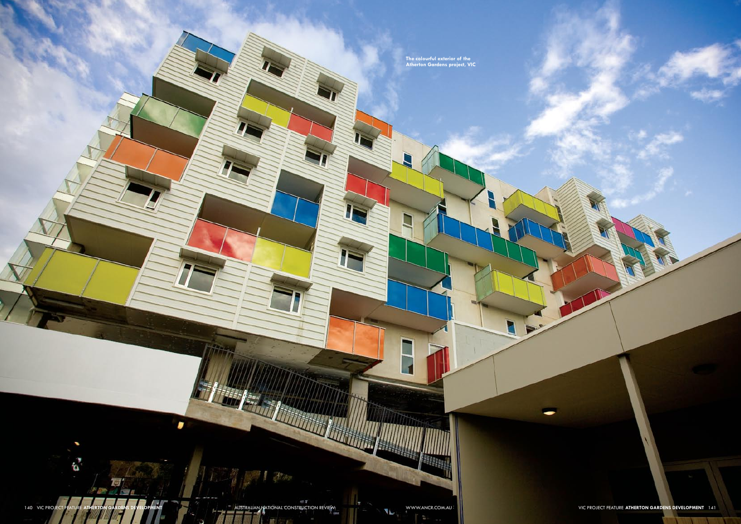The colourful exterior of the Atherton Gardens project, VIC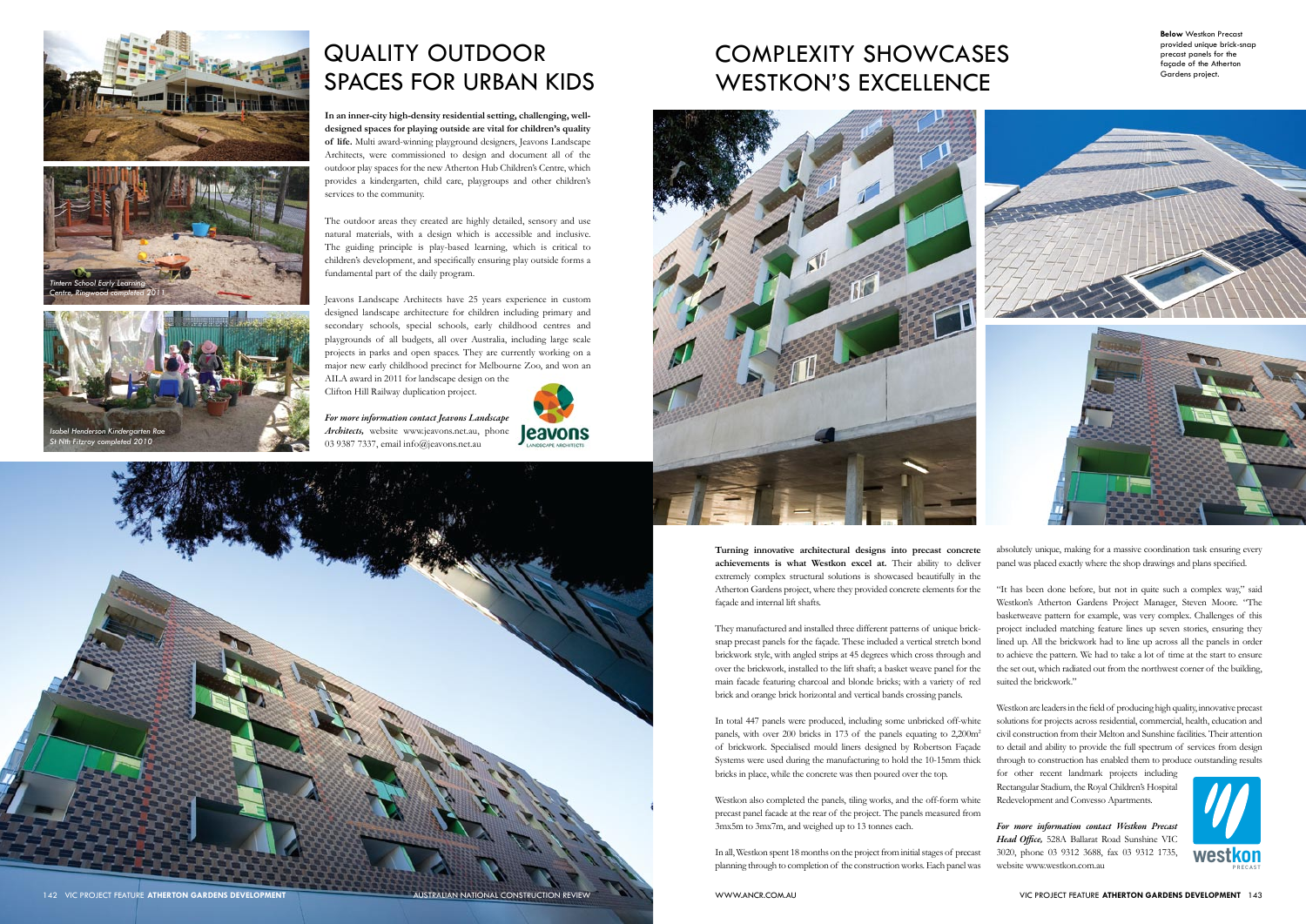# QUALITY OUTDOOR SPACES FOR URBAN KIDS

*Tintern School Early Learning Centre, Ringwood completed 2011*

*Isabel Henderson Kindergarten Rae St Nth Fitzroy completed 2010*

**In an inner-city high-density residential setting, challenging, well-designed spaces for playing outside are vital for children's quality of life.** Multi award-winning playground designers, Jeavons Landscape Architects, were commissioned to design and document all of the outdoor play spaces for the new Atherton Hub Children's Centre, which provides a kindergarten, child care, playgroups and other children's services to the community.

The outdoor areas they created are highly detailed, sensory and use natural materials, with a design which is accessible and inclusive. The guiding principle is play-based learning, which is critical to children's development, and specifically ensuring play outside forms a fundamental part of the daily program.

Jeavons Landscape Architects have 25 years experience in custom designed landscape architecture for children including primary and secondary schools, special schools, early childhood centres and playgrounds of all budgets, all over Australia, including large scale projects in parks and open spaces. They are currently working on a major new early childhood precinct for Melbourne Zoo, and won an AILA award in 2011 for landscape design on the Clifton Hill Railway duplication project.

***For more information contact Jeavons Landscape Architects,*** website www.jeavons.net.au, phone 03 9387 7337, email info@jeavons.net.au

# COMPLEXITY SHOWCASES WESTKON'S EXCELLENCE

**Below** Westkon Precast provided unique brick-snap precast panels for the façade of the Atherton Gardens project.

**Turning innovative architectural designs into precast concrete achievements is what Westkon excel at.** Their ability to deliver extremely complex structural solutions is showcased beautifully in the Atherton Gardens project, where they provided concrete elements for the façade and internal lift shafts.

They manufactured and installed three different patterns of unique brick-snap precast panels for the façade. These included a vertical stretch bond brickwork style, with angled strips at 45 degrees which cross through and over the brickwork, installed to the lift shaft; a basket weave panel for the main facade featuring charcoal and blonde bricks; with a variety of red brick and orange brick horizontal and vertical bands crossing panels.

In total 447 panels were produced, including some unbricked off-white panels, with over 200 bricks in 173 of the panels equating to 2,200m$^2$ of brickwork. Specialised mould liners designed by Robertson Façade Systems were used during the manufacturing to hold the 10-15mm thick bricks in place, while the concrete was then poured over the top.

Westkon also completed the panels, tiling works, and the off-form white precast panel facade at the rear of the project. The panels measured from 3mx5m to 3mx7m, and weighed up to 13 tonnes each.

In all, Westkon spent 18 months on the project from initial stages of precast planning through to completion of the construction works. Each panel was absolutely unique, making for a massive coordination task ensuring every panel was placed exactly where the shop drawings and plans specified.

"It has been done before, but not in quite such a complex way," said Westkon's Atherton Gardens Project Manager, Steven Moore. "The basketweave pattern for example, was very complex. Challenges of this project included matching feature lines up seven stories, ensuring they lined up. All the brickwork had to line up across all the panels in order to achieve the pattern. We had to take a lot of time at the start to ensure the set out, which radiated out from the northwest corner of the building, suited the brickwork."

Westkon are leaders in the field of producing high quality, innovative precast solutions for projects across residential, commercial, health, education and civil construction from their Melton and Sunshine facilities. Their attention to detail and ability to provide the full spectrum of services from design through to construction has enabled them to produce outstanding results for other recent landmark projects including Rectangular Stadium, the Royal Children's Hospital Redevelopment and Convesso Apartments.

***For more information contact Westkon Precast Head Office,*** 528A Ballarat Road Sunshine VIC 3020, phone 03 9312 3688, fax 03 9312 1735, website www.westkon.com.au